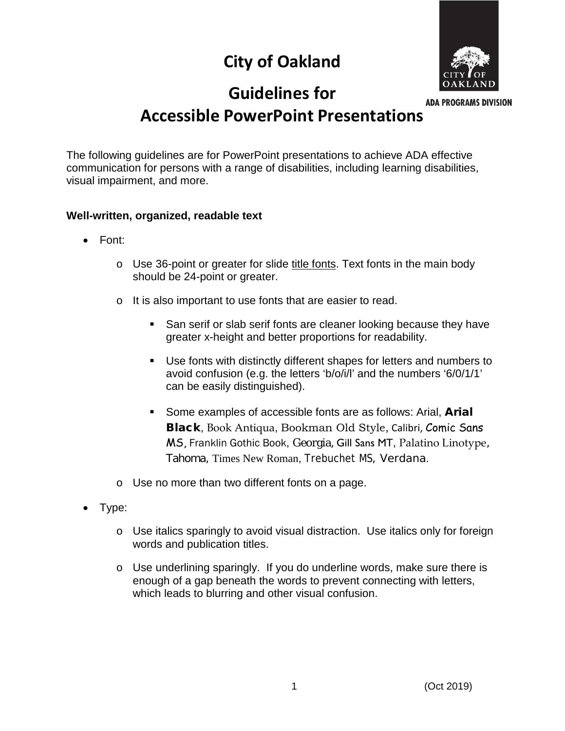# City of Oakland

## Guidelines for Accessible PowerPoint Presentations

ADA PROGRAMS DIVISION

The following guidelines are for PowerPoint presentations to achieve ADA effective communication for persons with a range of disabilities, including learning disabilities, visual impairment, and more.

**Well-written, organized, readable text**

- Font:
    - Use 36-point or greater for slide title fonts. Text fonts in the main body should be 24-point or greater.
    - It is also important to use fonts that are easier to read.
        - San serif or slab serif fonts are cleaner looking because they have greater x-height and better proportions for readability.
        - Use fonts with distinctly different shapes for letters and numbers to avoid confusion (e.g. the letters 'b/o/i/l' and the numbers '6/0/1/1' can be easily distinguished).
        - Some examples of accessible fonts are as follows: Arial, **Arial Black**, Book Antiqua, Bookman Old Style, Calibri, Comic Sans MS, Franklin Gothic Book, Georgia, Gill Sans MT, Palatino Linotype, Tahoma, Times New Roman, Trebuchet MS, Verdana.
    - Use no more than two different fonts on a page.
- Type:
    - Use italics sparingly to avoid visual distraction. Use italics only for foreign words and publication titles.
    - Use underlining sparingly. If you do underline words, make sure there is enough of a gap beneath the words to prevent connecting with letters, which leads to blurring and other visual confusion.

(Oct 2019)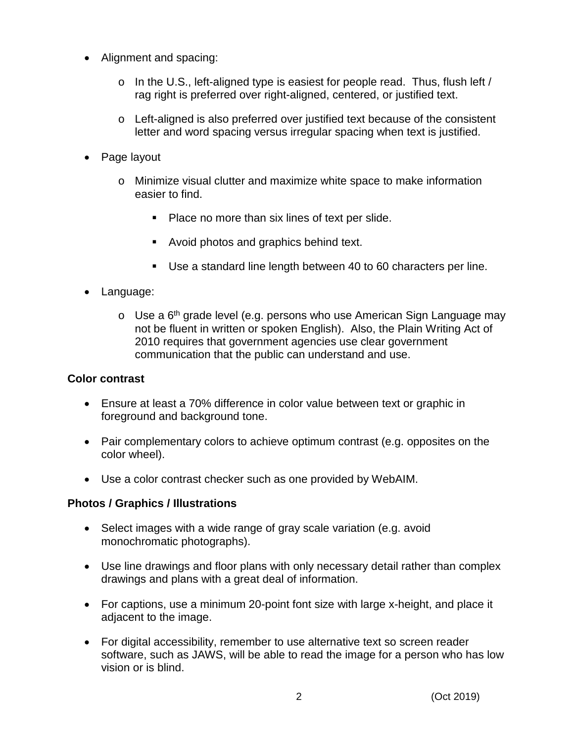- Alignment and spacing:
  - In the U.S., left-aligned type is easiest for people read. Thus, flush left / rag right is preferred over right-aligned, centered, or justified text.
  - Left-aligned is also preferred over justified text because of the consistent letter and word spacing versus irregular spacing when text is justified.
- Page layout
  - Minimize visual clutter and maximize white space to make information easier to find.
    - Place no more than six lines of text per slide.
    - Avoid photos and graphics behind text.
    - Use a standard line length between 40 to 60 characters per line.
- Language:
  - Use a 6th grade level (e.g. persons who use American Sign Language may not be fluent in written or spoken English). Also, the Plain Writing Act of 2010 requires that government agencies use clear government communication that the public can understand and use.

**Color contrast**

- Ensure at least a 70% difference in color value between text or graphic in foreground and background tone.
- Pair complementary colors to achieve optimum contrast (e.g. opposites on the color wheel).
- Use a color contrast checker such as one provided by WebAIM.

**Photos / Graphics / Illustrations**

- Select images with a wide range of gray scale variation (e.g. avoid monochromatic photographs).
- Use line drawings and floor plans with only necessary detail rather than complex drawings and plans with a great deal of information.
- For captions, use a minimum 20-point font size with large x-height, and place it adjacent to the image.
- For digital accessibility, remember to use alternative text so screen reader software, such as JAWS, will be able to read the image for a person who has low vision or is blind.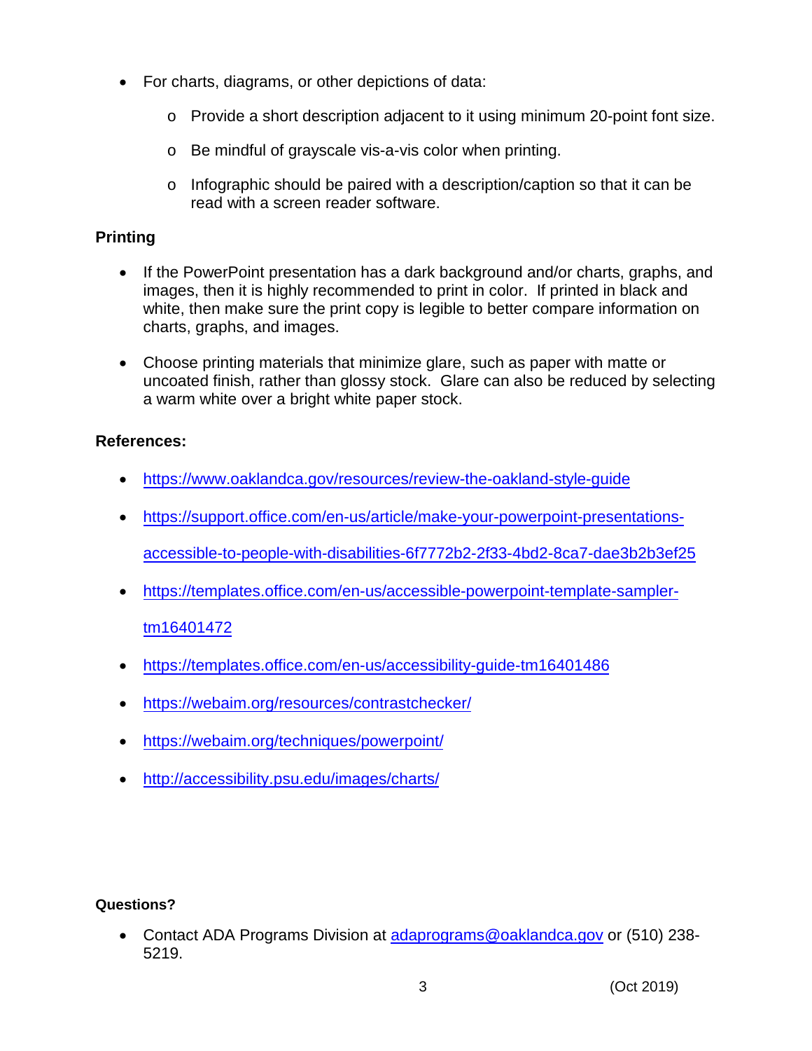- For charts, diagrams, or other depictions of data:
  - Provide a short description adjacent to it using minimum 20-point font size.
  - Be mindful of grayscale vis-a-vis color when printing.
  - Infographic should be paired with a description/caption so that it can be read with a screen reader software.

**Printing**

- If the PowerPoint presentation has a dark background and/or charts, graphs, and images, then it is highly recommended to print in color. If printed in black and white, then make sure the print copy is legible to better compare information on charts, graphs, and images.

- Choose printing materials that minimize glare, such as paper with matte or uncoated finish, rather than glossy stock. Glare can also be reduced by selecting a warm white over a bright white paper stock.

**References:**

- https://www.oaklandca.gov/resources/review-the-oakland-style-guide
- https://support.office.com/en-us/article/make-your-powerpoint-presentations-accessible-to-people-with-disabilities-6f7772b2-2f33-4bd2-8ca7-dae3b2b3ef25
- https://templates.office.com/en-us/accessible-powerpoint-template-sampler-tm16401472
- https://templates.office.com/en-us/accessibility-guide-tm16401486
- https://webaim.org/resources/contrastchecker/
- https://webaim.org/techniques/powerpoint/
- http://accessibility.psu.edu/images/charts/

**Questions?**

- Contact ADA Programs Division at adaprograms@oaklandca.gov or (510) 238-5219.

(Oct 2019)